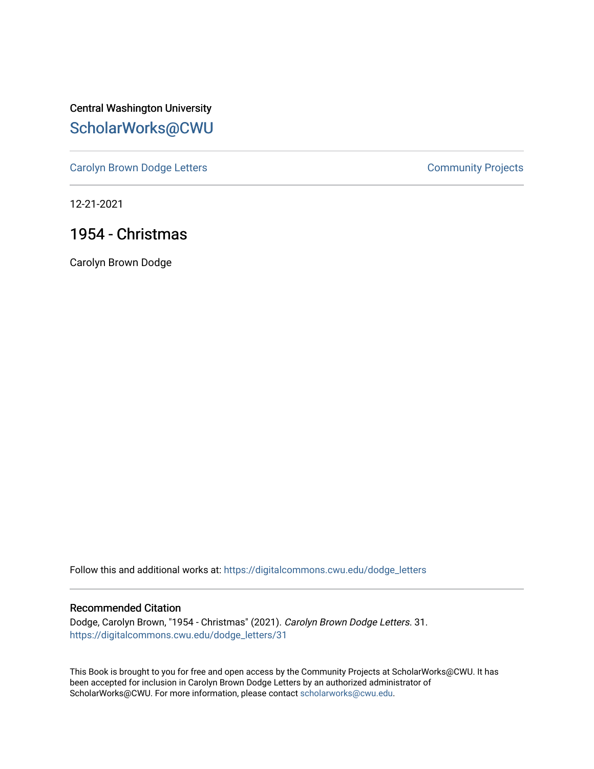Central Washington University

# ScholarWorks@CWU

Carolyn Brown Dodge Letters

Community Projects

12-21-2021

## 1954 - Christmas

Carolyn Brown Dodge

Follow this and additional works at: https://digitalcommons.cwu.edu/dodge_letters

### Recommended Citation

Dodge, Carolyn Brown, "1954 - Christmas" (2021). *Carolyn Brown Dodge Letters*. 31.
https://digitalcommons.cwu.edu/dodge_letters/31

This Book is brought to you for free and open access by the Community Projects at ScholarWorks@CWU. It has been accepted for inclusion in Carolyn Brown Dodge Letters by an authorized administrator of ScholarWorks@CWU. For more information, please contact scholarworks@cwu.edu.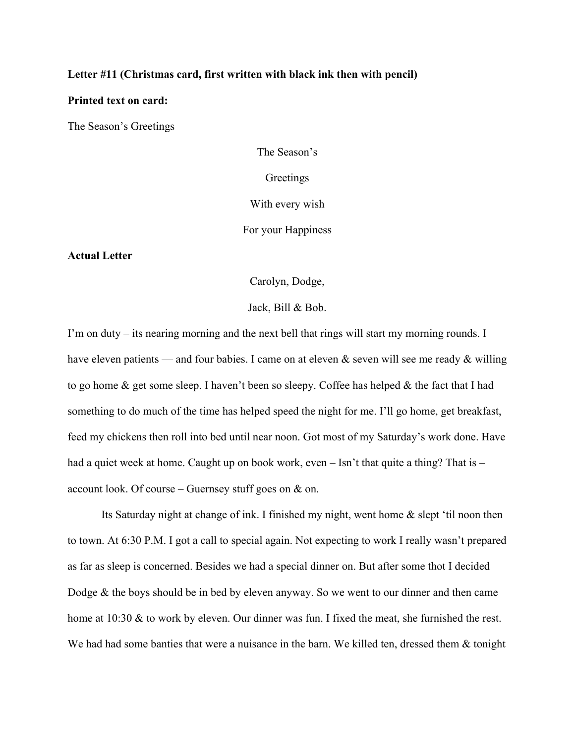**Letter #11 (Christmas card, first written with black ink then with pencil)**

**Printed text on card:**

The Season's Greetings

The Season's

Greetings

With every wish

For your Happiness

**Actual Letter**

Carolyn, Dodge,

Jack, Bill & Bob.

I'm on duty – its nearing morning and the next bell that rings will start my morning rounds. I have eleven patients — and four babies. I came on at eleven & seven will see me ready & willing to go home & get some sleep. I haven't been so sleepy. Coffee has helped & the fact that I had something to do much of the time has helped speed the night for me. I'll go home, get breakfast, feed my chickens then roll into bed until near noon. Got most of my Saturday's work done. Have had a quiet week at home. Caught up on book work, even – Isn't that quite a thing? That is – account look. Of course – Guernsey stuff goes on & on.

Its Saturday night at change of ink. I finished my night, went home & slept 'til noon then to town. At 6:30 P.M. I got a call to special again. Not expecting to work I really wasn't prepared as far as sleep is concerned. Besides we had a special dinner on. But after some thot I decided Dodge & the boys should be in bed by eleven anyway. So we went to our dinner and then came home at 10:30 & to work by eleven. Our dinner was fun. I fixed the meat, she furnished the rest. We had had some banties that were a nuisance in the barn. We killed ten, dressed them & tonight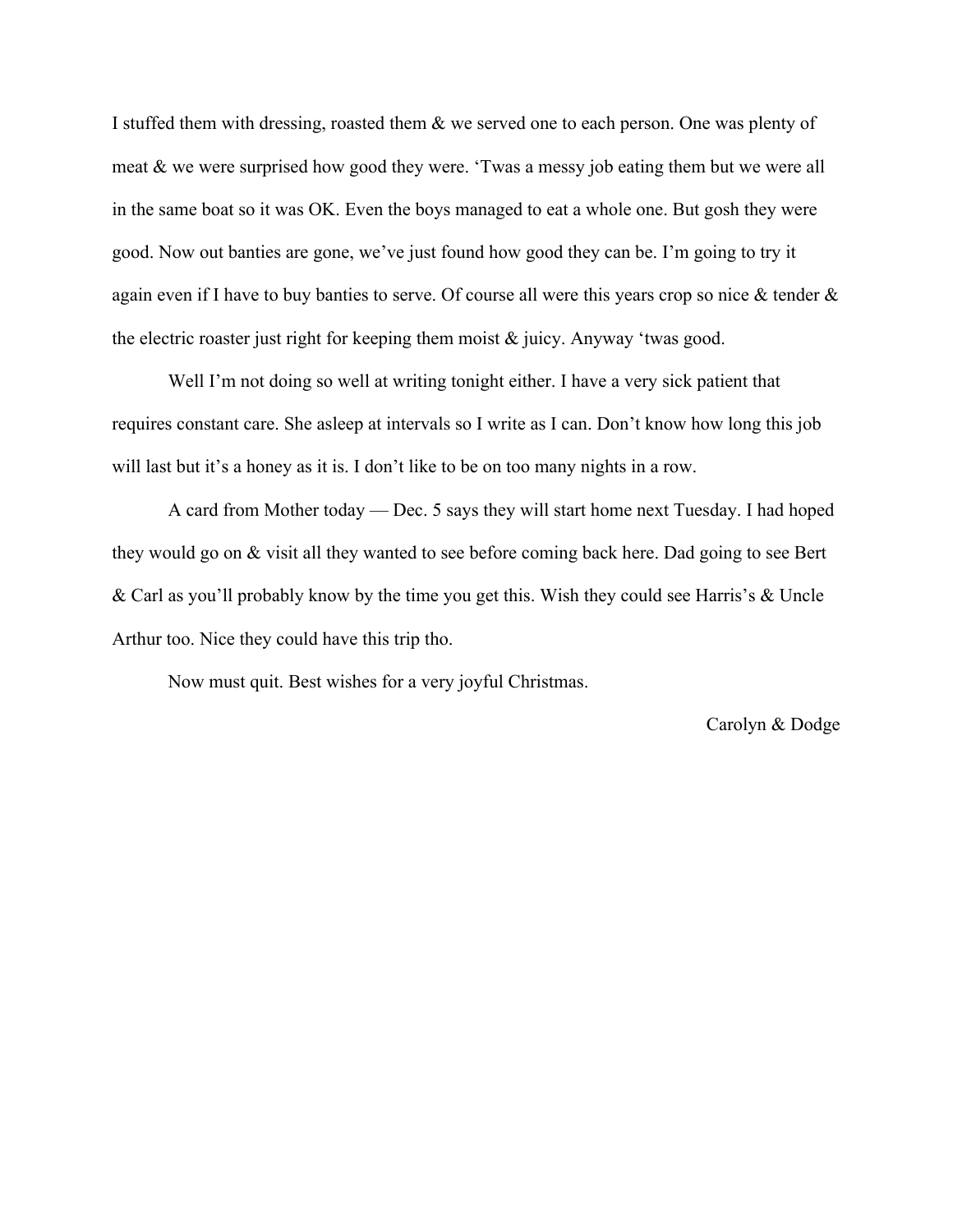I stuffed them with dressing, roasted them & we served one to each person. One was plenty of meat & we were surprised how good they were. 'Twas a messy job eating them but we were all in the same boat so it was OK. Even the boys managed to eat a whole one. But gosh they were good. Now out banties are gone, we've just found how good they can be. I'm going to try it again even if I have to buy banties to serve. Of course all were this years crop so nice & tender & the electric roaster just right for keeping them moist & juicy. Anyway 'twas good.

Well I'm not doing so well at writing tonight either. I have a very sick patient that requires constant care. She asleep at intervals so I write as I can. Don't know how long this job will last but it's a honey as it is. I don't like to be on too many nights in a row.

A card from Mother today — Dec. 5 says they will start home next Tuesday. I had hoped they would go on & visit all they wanted to see before coming back here. Dad going to see Bert & Carl as you'll probably know by the time you get this. Wish they could see Harris's & Uncle Arthur too. Nice they could have this trip tho.

Now must quit. Best wishes for a very joyful Christmas.

Carolyn & Dodge